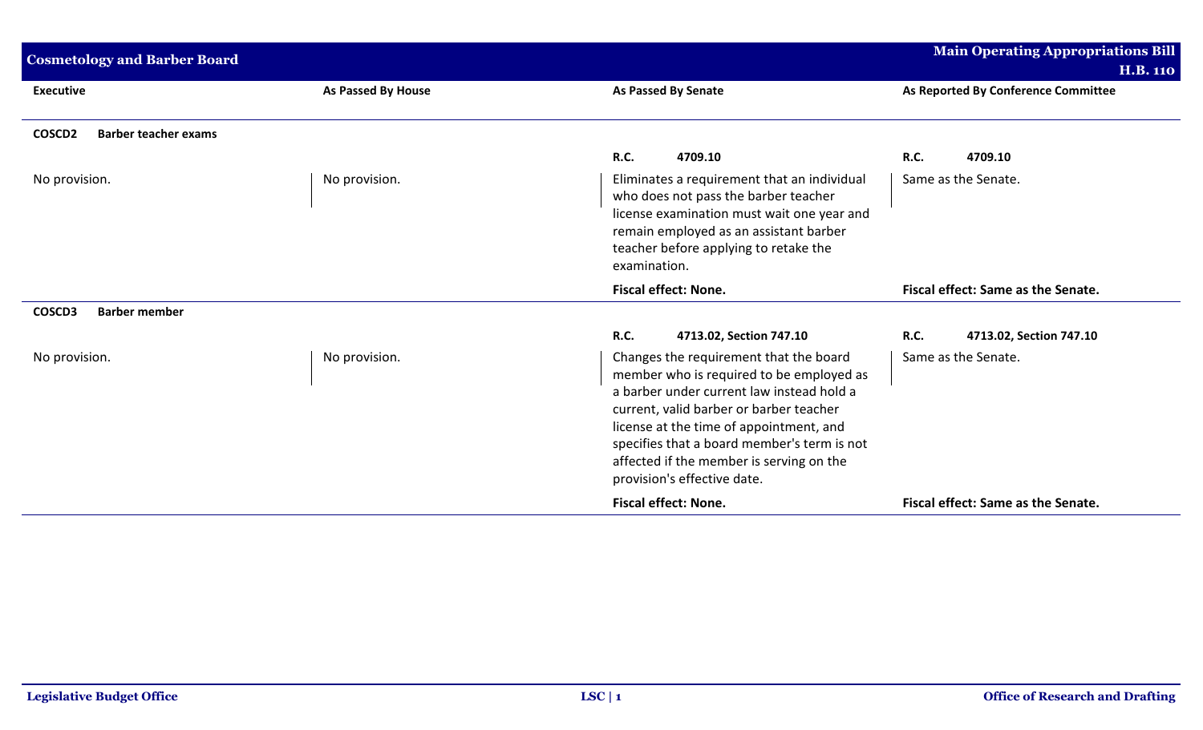## Cosmetology and Barber Board

**Main Operating Appropriations Bill H.B. 110**

| Executive | As Passed By House | As Passed By Senate | As Reported By Conference Committee |
|---|---|---|---|
| **COSCD2 Barber teacher exams** | | | |
| | | **R.C. 4709.10** | **R.C. 4709.10** |
| No provision. | No provision. | Eliminates a requirement that an individual who does not pass the barber teacher license examination must wait one year and remain employed as an assistant barber teacher before applying to retake the examination. | Same as the Senate. |
| | | **Fiscal effect: None.** | **Fiscal effect: Same as the Senate.** |
| **COSCD3 Barber member** | | | |
| | | **R.C. 4713.02, Section 747.10** | **R.C. 4713.02, Section 747.10** |
| No provision. | No provision. | Changes the requirement that the board member who is required to be employed as a barber under current law instead hold a current, valid barber or barber teacher license at the time of appointment, and specifies that a board member's term is not affected if the member is serving on the provision's effective date. | Same as the Senate. |
| | | **Fiscal effect: None.** | **Fiscal effect: Same as the Senate.** |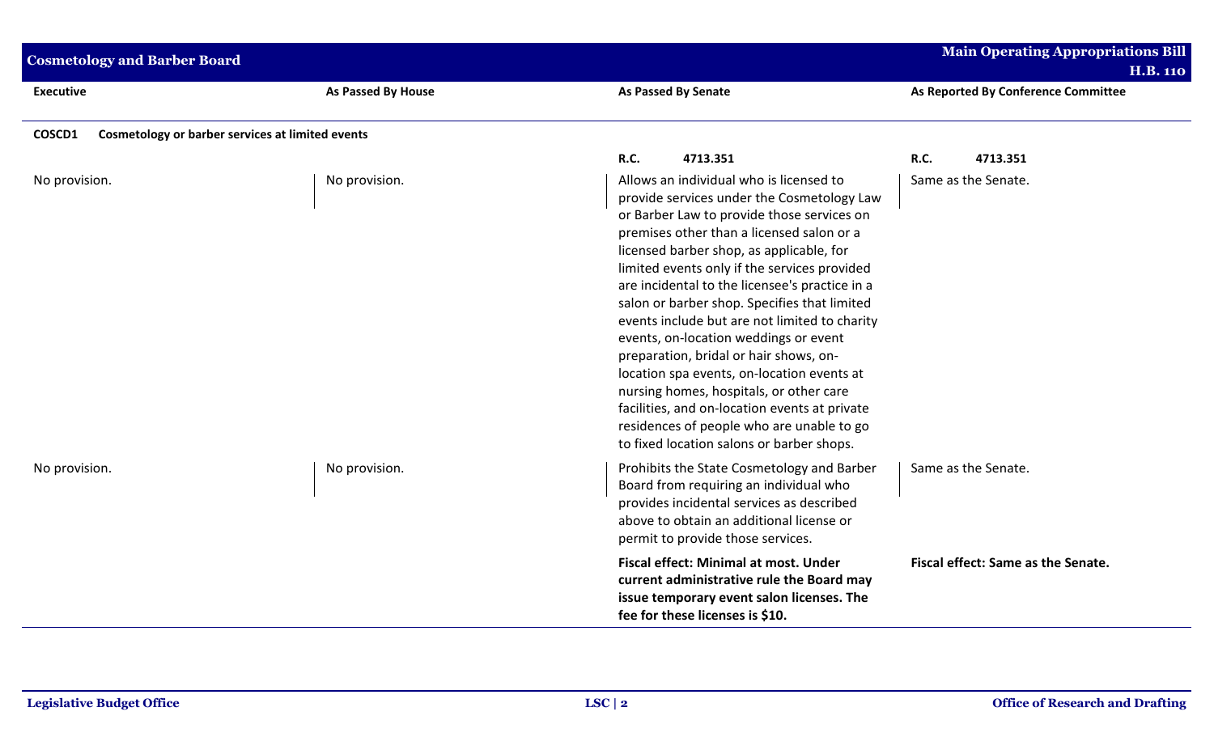## Cosmetology and Barber Board

**Main Operating Appropriations Bill**
**H.B. 110**

| Executive | As Passed By House | As Passed By Senate | As Reported By Conference Committee |
|---|---|---|---|
| **COSCD1 Cosmetology or barber services at limited events** | | | |
| | | **R.C. 4713.351** | **R.C. 4713.351** |
| No provision. | No provision. | Allows an individual who is licensed to provide services under the Cosmetology Law or Barber Law to provide those services on premises other than a licensed salon or a licensed barber shop, as applicable, for limited events only if the services provided are incidental to the licensee's practice in a salon or barber shop. Specifies that limited events include but are not limited to charity events, on-location weddings or event preparation, bridal or hair shows, on-location spa events, on-location events at nursing homes, hospitals, or other care facilities, and on-location events at private residences of people who are unable to go to fixed location salons or barber shops. | Same as the Senate. |
| No provision. | No provision. | Prohibits the State Cosmetology and Barber Board from requiring an individual who provides incidental services as described above to obtain an additional license or permit to provide those services. | Same as the Senate. |
| | | **Fiscal effect: Minimal at most. Under current administrative rule the Board may issue temporary event salon licenses. The fee for these licenses is $10.** | **Fiscal effect: Same as the Senate.** |